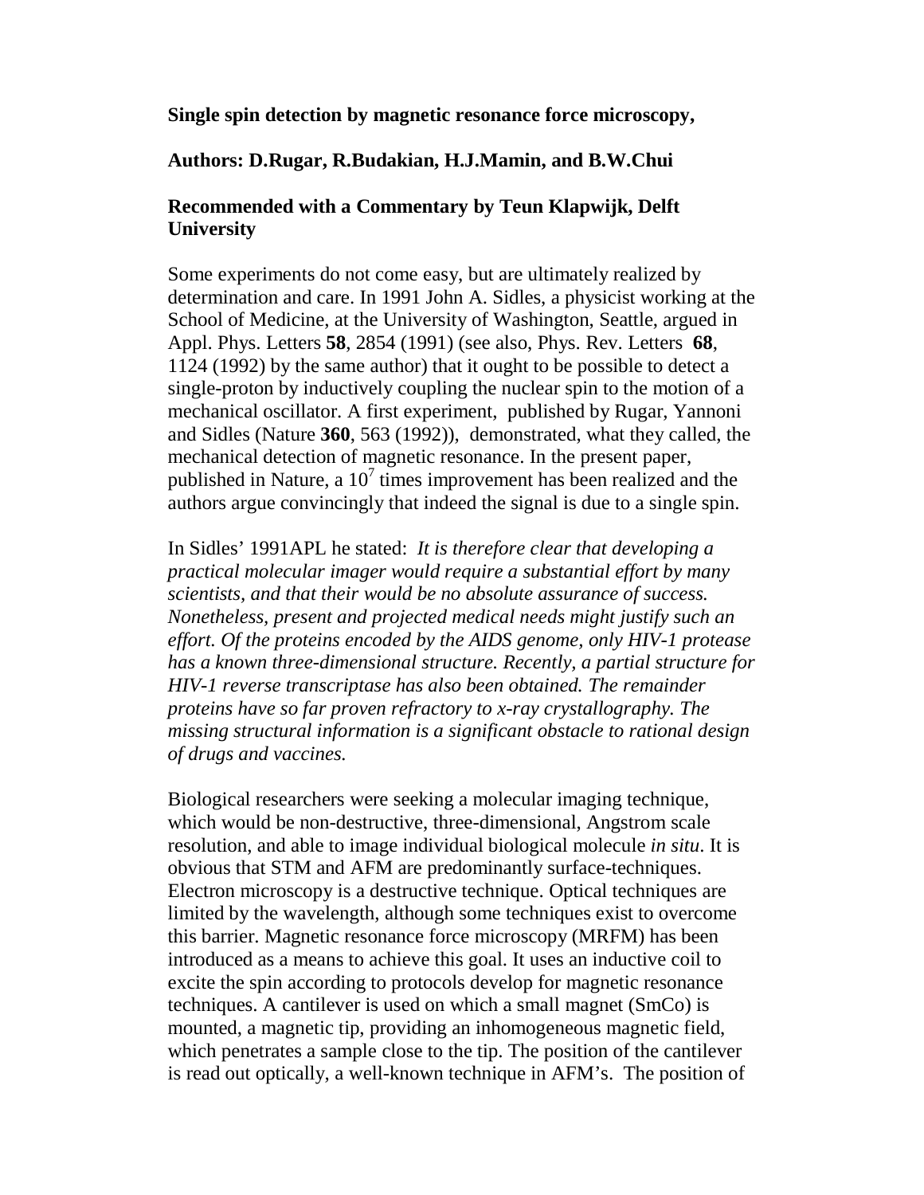**Single spin detection by magnetic resonance force microscopy,**

**Authors: D.Rugar, R.Budakian, H.J.Mamin, and B.W.Chui**

**Recommended with a Commentary by Teun Klapwijk, Delft University**

Some experiments do not come easy, but are ultimately realized by determination and care. In 1991 John A. Sidles, a physicist working at the School of Medicine, at the University of Washington, Seattle, argued in Appl. Phys. Letters **58**, 2854 (1991) (see also, Phys. Rev. Letters **68**, 1124 (1992) by the same author) that it ought to be possible to detect a single-proton by inductively coupling the nuclear spin to the motion of a mechanical oscillator. A first experiment, published by Rugar, Yannoni and Sidles (Nature **360**, 563 (1992)), demonstrated, what they called, the mechanical detection of magnetic resonance. In the present paper, published in Nature, a $10^7$ times improvement has been realized and the authors argue convincingly that indeed the signal is due to a single spin.

In Sidles' 1991APL he stated: *It is therefore clear that developing a practical molecular imager would require a substantial effort by many scientists, and that their would be no absolute assurance of success. Nonetheless, present and projected medical needs might justify such an effort. Of the proteins encoded by the AIDS genome, only HIV-1 protease has a known three-dimensional structure. Recently, a partial structure for HIV-1 reverse transcriptase has also been obtained. The remainder proteins have so far proven refractory to x-ray crystallography. The missing structural information is a significant obstacle to rational design of drugs and vaccines.*

Biological researchers were seeking a molecular imaging technique, which would be non-destructive, three-dimensional, Angstrom scale resolution, and able to image individual biological molecule *in situ*. It is obvious that STM and AFM are predominantly surface-techniques. Electron microscopy is a destructive technique. Optical techniques are limited by the wavelength, although some techniques exist to overcome this barrier. Magnetic resonance force microscopy (MRFM) has been introduced as a means to achieve this goal. It uses an inductive coil to excite the spin according to protocols develop for magnetic resonance techniques. A cantilever is used on which a small magnet (SmCo) is mounted, a magnetic tip, providing an inhomogeneous magnetic field, which penetrates a sample close to the tip. The position of the cantilever is read out optically, a well-known technique in AFM's. The position of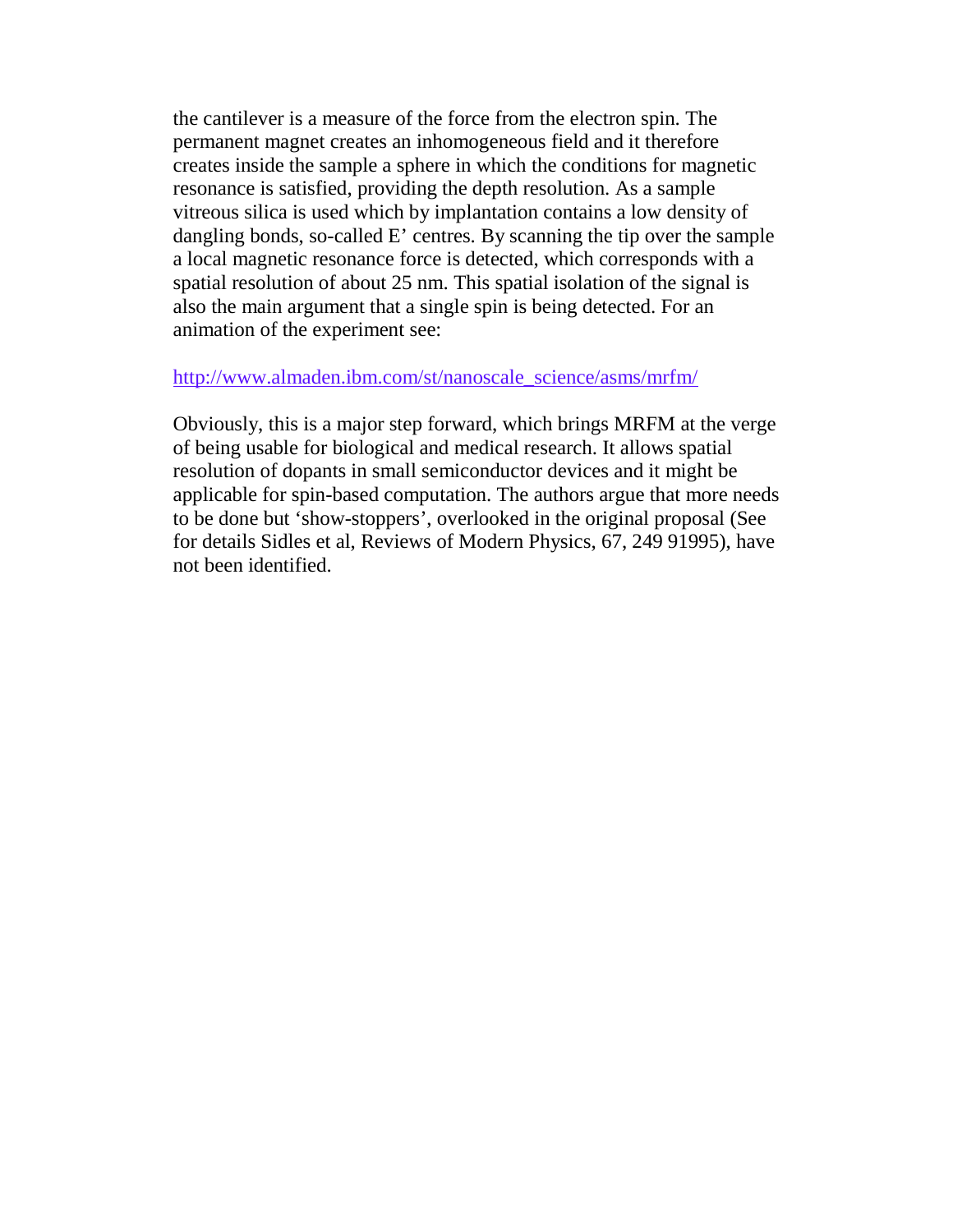the cantilever is a measure of the force from the electron spin. The permanent magnet creates an inhomogeneous field and it therefore creates inside the sample a sphere in which the conditions for magnetic resonance is satisfied, providing the depth resolution. As a sample vitreous silica is used which by implantation contains a low density of dangling bonds, so-called E' centres. By scanning the tip over the sample a local magnetic resonance force is detected, which corresponds with a spatial resolution of about 25 nm. This spatial isolation of the signal is also the main argument that a single spin is being detected. For an animation of the experiment see:

http://www.almaden.ibm.com/st/nanoscale_science/asms/mrfm/

Obviously, this is a major step forward, which brings MRFM at the verge of being usable for biological and medical research. It allows spatial resolution of dopants in small semiconductor devices and it might be applicable for spin-based computation. The authors argue that more needs to be done but 'show-stoppers', overlooked in the original proposal (See for details Sidles et al, Reviews of Modern Physics, 67, 249 91995), have not been identified.